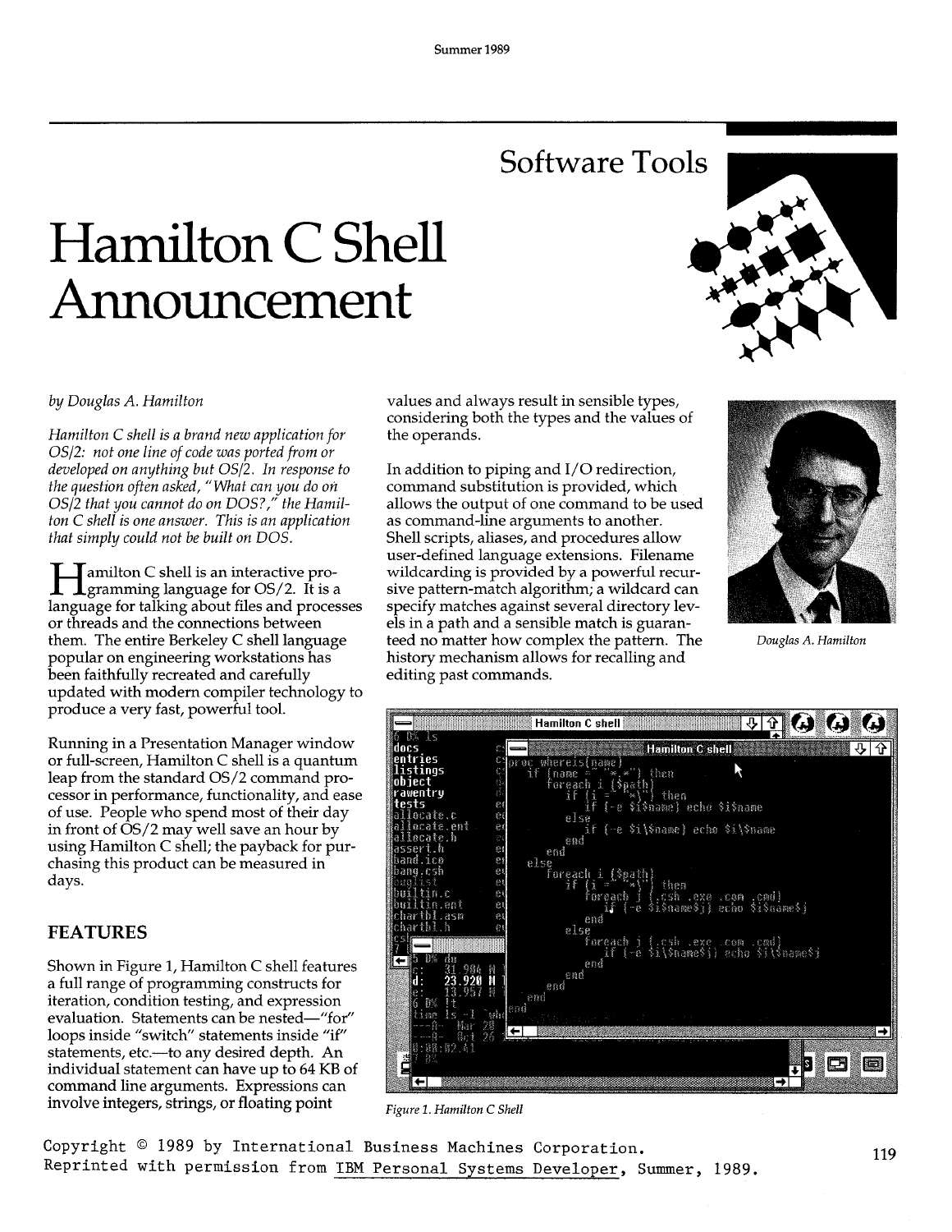Software Tools

# Hamilton C Shell Announcement

*by Douglas A. Hamilton*

*Hamilton C shell is a brand new application for OS/2: not one line of code was ported from or developed on anything but OS/2. In response to the question often asked, "What can you do on OS/2 that you cannot do on DOS?," the Hamilton C shell is one answer. This is an application that simply could not be built on DOS.*

Hamilton C shell is an interactive programming language for OS/2. It is a language for talking about files and processes or threads and the connections between them. The entire Berkeley C shell language popular on engineering workstations has been faithfully recreated and carefully updated with modern compiler technology to produce a very fast, powerful tool.

Running in a Presentation Manager window or full-screen, Hamilton C shell is a quantum leap from the standard OS/2 command processor in performance, functionality, and ease of use. People who spend most of their day in front of OS/2 may well save an hour by using Hamilton C shell; the payback for purchasing this product can be measured in days.

## FEATURES

Shown in Figure 1, Hamilton C shell features a full range of programming constructs for iteration, condition testing, and expression evaluation. Statements can be nested—"for" loops inside "switch" statements inside "if" statements, etc.—to any desired depth. An individual statement can have up to 64 KB of command line arguments. Expressions can involve integers, strings, or floating point values and always result in sensible types, considering both the types and the values of the operands.

In addition to piping and I/O redirection, command substitution is provided, which allows the output of one command to be used as command-line arguments to another. Shell scripts, aliases, and procedures allow user-defined language extensions. Filename wildcarding is provided by a powerful recursive pattern-match algorithm; a wildcard can specify matches against several directory levels in a path and a sensible match is guaranteed no matter how complex the pattern. The history mechanism allows for recalling and editing past commands.

*Douglas A. Hamilton*

*Figure 1. Hamilton C Shell*

Copyright © 1989 by International Business Machines Corporation.
Reprinted with permission from IBM Personal Systems Developer, Summer, 1989.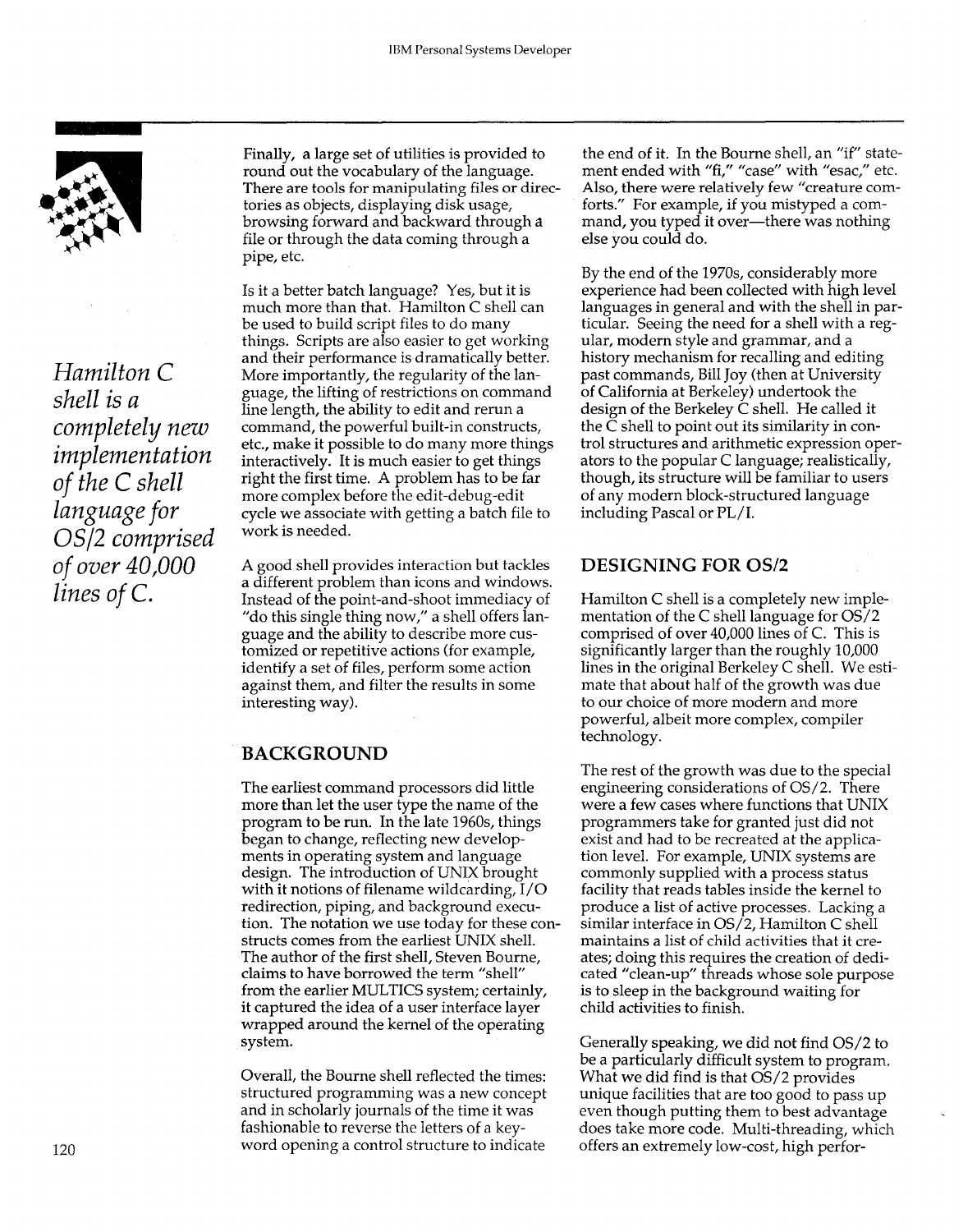Finally, a large set of utilities is provided to round out the vocabulary of the language. There are tools for manipulating files or directories as objects, displaying disk usage, browsing forward and backward through a file or through the data coming through a pipe, etc.

Is it a better batch language? Yes, but it is much more than that. Hamilton C shell can be used to build script files to do many things. Scripts are also easier to get working and their performance is dramatically better. More importantly, the regularity of the language, the lifting of restrictions on command line length, the ability to edit and rerun a command, the powerful built-in constructs, etc., make it possible to do many more things interactively. It is much easier to get things right the first time. A problem has to be far more complex before the edit-debug-edit cycle we associate with getting a batch file to work is needed.

A good shell provides interaction but tackles a different problem than icons and windows. Instead of the point-and-shoot immediacy of "do this single thing now," a shell offers language and the ability to describe more customized or repetitive actions (for example, identify a set of files, perform some action against them, and filter the results in some interesting way).

*Hamilton C shell is a completely new implementation of the C shell language for OS/2 comprised of over 40,000 lines of C.*

## BACKGROUND

The earliest command processors did little more than let the user type the name of the program to be run. In the late 1960s, things began to change, reflecting new developments in operating system and language design. The introduction of UNIX brought with it notions of filename wildcarding, I/O redirection, piping, and background execution. The notation we use today for these constructs comes from the earliest UNIX shell. The author of the first shell, Steven Bourne, claims to have borrowed the term "shell" from the earlier MULTICS system; certainly, it captured the idea of a user interface layer wrapped around the kernel of the operating system.

Overall, the Bourne shell reflected the times: structured programming was a new concept and in scholarly journals of the time it was fashionable to reverse the letters of a keyword opening a control structure to indicate the end of it. In the Bourne shell, an "if" statement ended with "fi," "case" with "esac," etc. Also, there were relatively few "creature comforts." For example, if you mistyped a command, you typed it over—there was nothing else you could do.

By the end of the 1970s, considerably more experience had been collected with high level languages in general and with the shell in particular. Seeing the need for a shell with a regular, modern style and grammar, and a history mechanism for recalling and editing past commands, Bill Joy (then at University of California at Berkeley) undertook the design of the Berkeley C shell. He called it the C shell to point out its similarity in control structures and arithmetic expression operators to the popular C language; realistically, though, its structure will be familiar to users of any modern block-structured language including Pascal or PL/I.

## DESIGNING FOR OS/2

Hamilton C shell is a completely new implementation of the C shell language for OS/2 comprised of over 40,000 lines of C. This is significantly larger than the roughly 10,000 lines in the original Berkeley C shell. We estimate that about half of the growth was due to our choice of more modern and more powerful, albeit more complex, compiler technology.

The rest of the growth was due to the special engineering considerations of OS/2. There were a few cases where functions that UNIX programmers take for granted just did not exist and had to be recreated at the application level. For example, UNIX systems are commonly supplied with a process status facility that reads tables inside the kernel to produce a list of active processes. Lacking a similar interface in OS/2, Hamilton C shell maintains a list of child activities that it creates; doing this requires the creation of dedicated "clean-up" threads whose sole purpose is to sleep in the background waiting for child activities to finish.

Generally speaking, we did not find OS/2 to be a particularly difficult system to program. What we did find is that OS/2 provides unique facilities that are too good to pass up even though putting them to best advantage does take more code. Multi-threading, which offers an extremely low-cost, high perfor-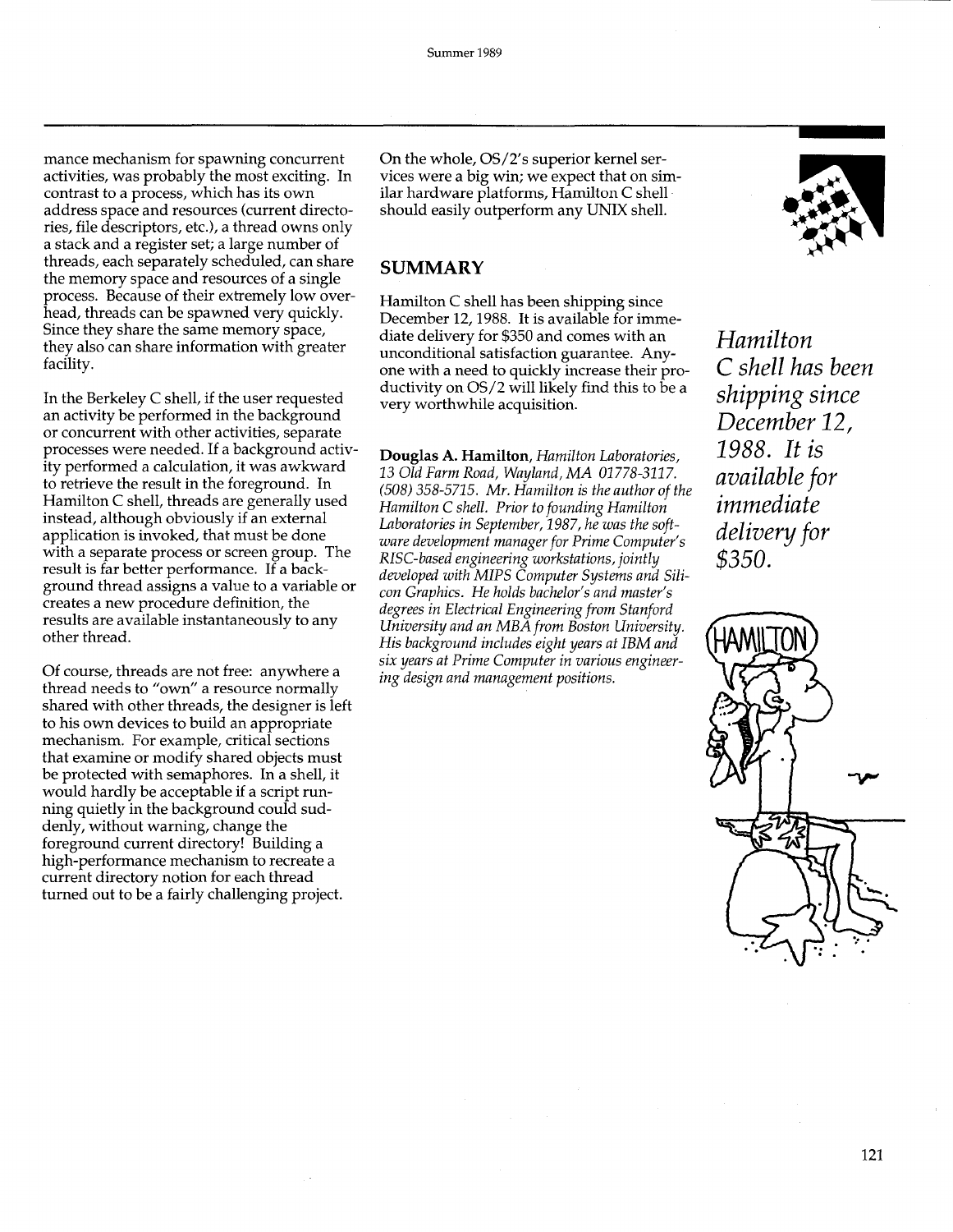mance mechanism for spawning concurrent activities, was probably the most exciting. In contrast to a process, which has its own address space and resources (current directories, file descriptors, etc.), a thread owns only a stack and a register set; a large number of threads, each separately scheduled, can share the memory space and resources of a single process. Because of their extremely low overhead, threads can be spawned very quickly. Since they share the same memory space, they also can share information with greater facility.

In the Berkeley C shell, if the user requested an activity be performed in the background or concurrent with other activities, separate processes were needed. If a background activity performed a calculation, it was awkward to retrieve the result in the foreground. In Hamilton C shell, threads are generally used instead, although obviously if an external application is invoked, that must be done with a separate process or screen group. The result is far better performance. If a background thread assigns a value to a variable or creates a new procedure definition, the results are available instantaneously to any other thread.

Of course, threads are not free: anywhere a thread needs to "own" a resource normally shared with other threads, the designer is left to his own devices to build an appropriate mechanism. For example, critical sections that examine or modify shared objects must be protected with semaphores. In a shell, it would hardly be acceptable if a script running quietly in the background could suddenly, without warning, change the foreground current directory! Building a high-performance mechanism to recreate a current directory notion for each thread turned out to be a fairly challenging project.

On the whole, OS/2's superior kernel services were a big win; we expect that on similar hardware platforms, Hamilton C shell should easily outperform any UNIX shell.

## SUMMARY

Hamilton C shell has been shipping since December 12, 1988. It is available for immediate delivery for $350 and comes with an unconditional satisfaction guarantee. Anyone with a need to quickly increase their productivity on OS/2 will likely find this to be a very worthwhile acquisition.

**Douglas A. Hamilton**, *Hamilton Laboratories, 13 Old Farm Road, Wayland, MA 01778-3117. (508) 358-5715. Mr. Hamilton is the author of the Hamilton C shell. Prior to founding Hamilton Laboratories in September, 1987, he was the software development manager for Prime Computer's RISC-based engineering workstations, jointly developed with MIPS Computer Systems and Silicon Graphics. He holds bachelor's and master's degrees in Electrical Engineering from Stanford University and an MBA from Boston University. His background includes eight years at IBM and six years at Prime Computer in various engineering design and management positions.*

*Hamilton C shell has been shipping since December 12, 1988. It is available for immediate delivery for $350.*